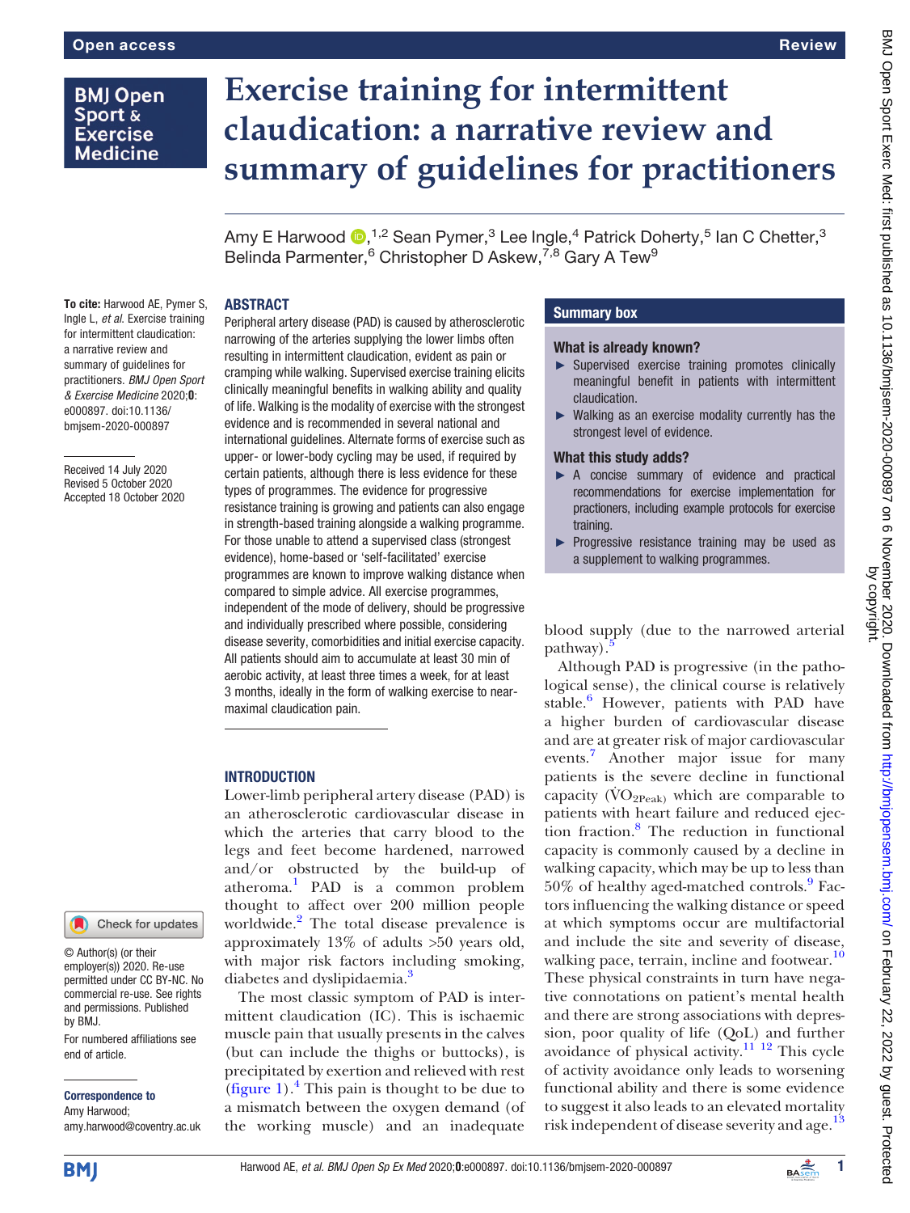# Exercise training for intermittent claudication: a narrative review and summary of guidelines for practitioners

Amy E Harwood[1,2] Sean Pymer,[3] Lee Ingle,[4] Patrick Doherty,[5] Ian C Chetter,[3] Belinda Parmenter,[6] Christopher D Askew,[7,8] Gary A Tew[9]

**To cite:** Harwood AE, Pymer S, Ingle L, *et al*. Exercise training for intermittent claudication: a narrative review and summary of guidelines for practitioners. *BMJ Open Sport & Exercise Medicine* 2020;**0**: e000897. doi:10.1136/bmjsem-2020-000897

Received 14 July 2020
Revised 5 October 2020
Accepted 18 October 2020

© Author(s) (or their employer(s)) 2020. Re-use permitted under CC BY-NC. No commercial re-use. See rights and permissions. Published by BMJ.

For numbered affiliations see end of article.

**Correspondence to**
Amy Harwood;
amy.harwood@coventry.ac.uk

## ABSTRACT

Peripheral artery disease (PAD) is caused by atherosclerotic narrowing of the arteries supplying the lower limbs often resulting in intermittent claudication, evident as pain or cramping while walking. Supervised exercise training elicits clinically meaningful benefits in walking ability and quality of life. Walking is the modality of exercise with the strongest evidence and is recommended in several national and international guidelines. Alternate forms of exercise such as upper- or lower-body cycling may be used, if required by certain patients, although there is less evidence for these types of programmes. The evidence for progressive resistance training is growing and patients can also engage in strength-based training alongside a walking programme. For those unable to attend a supervised class (strongest evidence), home-based or 'self-facilitated' exercise programmes are known to improve walking distance when compared to simple advice. All exercise programmes, independent of the mode of delivery, should be progressive and individually prescribed where possible, considering disease severity, comorbidities and initial exercise capacity. All patients should aim to accumulate at least 30 min of aerobic activity, at least three times a week, for at least 3 months, ideally in the form of walking exercise to near-maximal claudication pain.

## Summary box

**What is already known?**

- Supervised exercise training promotes clinically meaningful benefit in patients with intermittent claudication.
- Walking as an exercise modality currently has the strongest level of evidence.

**What this study adds?**

- A concise summary of evidence and practical recommendations for exercise implementation for practioners, including example protocols for exercise training.
- Progressive resistance training may be used as a supplement to walking programmes.

## INTRODUCTION

Lower-limb peripheral artery disease (PAD) is an atherosclerotic cardiovascular disease in which the arteries that carry blood to the legs and feet become hardened, narrowed and/or obstructed by the build-up of atheroma.[1] PAD is a common problem thought to affect over 200 million people worldwide.[2] The total disease prevalence is approximately 13% of adults >50 years old, with major risk factors including smoking, diabetes and dyslipidaemia.[3]

The most classic symptom of PAD is intermittent claudication (IC). This is ischaemic muscle pain that usually presents in the calves (but can include the thighs or buttocks), is precipitated by exertion and relieved with rest (figure 1).[4] This pain is thought to be due to a mismatch between the oxygen demand (of the working muscle) and an inadequate blood supply (due to the narrowed arterial pathway).[5]

Although PAD is progressive (in the pathological sense), the clinical course is relatively stable.[6] However, patients with PAD have a higher burden of cardiovascular disease and are at greater risk of major cardiovascular events.[7] Another major issue for many patients is the severe decline in functional capacity ($\dot{V}O_{2Peak}$) which are comparable to patients with heart failure and reduced ejection fraction.[8] The reduction in functional capacity is commonly caused by a decline in walking capacity, which may be up to less than 50% of healthy aged-matched controls.[9] Factors influencing the walking distance or speed at which symptoms occur are multifactorial and include the site and severity of disease, walking pace, terrain, incline and footwear.[10] These physical constraints in turn have negative connotations on patient's mental health and there are strong associations with depression, poor quality of life (QoL) and further avoidance of physical activity.[11 12] This cycle of activity avoidance only leads to worsening functional ability and there is some evidence to suggest it also leads to an elevated mortality risk independent of disease severity and age.[13]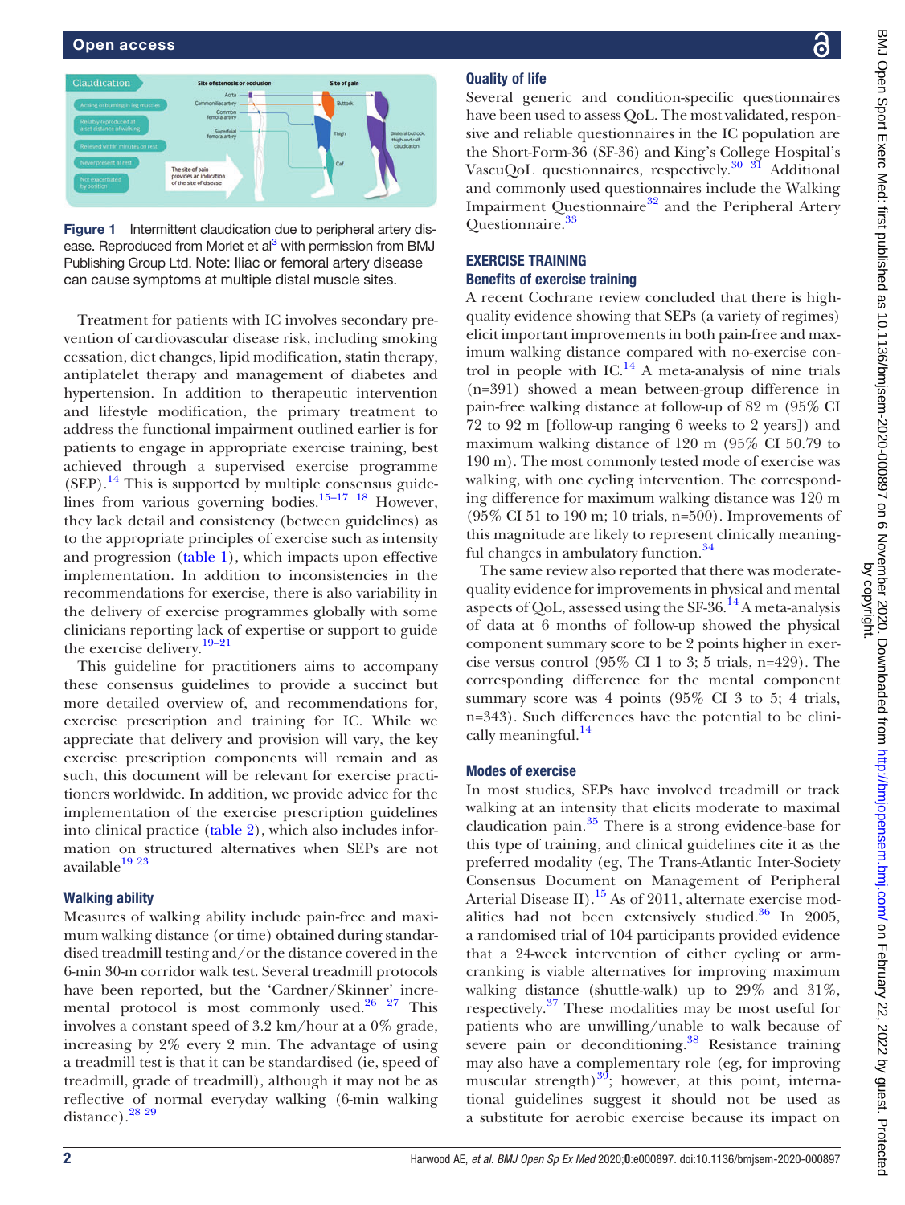Figure 1 Intermittent claudication due to peripheral artery disease. Reproduced from Morlet et al[3] with permission from BMJ Publishing Group Ltd. Note: Iliac or femoral artery disease can cause symptoms at multiple distal muscle sites.

Treatment for patients with IC involves secondary prevention of cardiovascular disease risk, including smoking cessation, diet changes, lipid modification, statin therapy, antiplatelet therapy and management of diabetes and hypertension. In addition to therapeutic intervention and lifestyle modification, the primary treatment to address the functional impairment outlined earlier is for patients to engage in appropriate exercise training, best achieved through a supervised exercise programme (SEP).[14] This is supported by multiple consensus guidelines from various governing bodies.[15–17 18] However, they lack detail and consistency (between guidelines) as to the appropriate principles of exercise such as intensity and progression (table 1), which impacts upon effective implementation. In addition to inconsistencies in the recommendations for exercise, there is also variability in the delivery of exercise programmes globally with some clinicians reporting lack of expertise or support to guide the exercise delivery.[19–21]

This guideline for practitioners aims to accompany these consensus guidelines to provide a succinct but more detailed overview of, and recommendations for, exercise prescription and training for IC. While we appreciate that delivery and provision will vary, the key exercise prescription components will remain and as such, this document will be relevant for exercise practitioners worldwide. In addition, we provide advice for the implementation of the exercise prescription guidelines into clinical practice (table 2), which also includes information on structured alternatives when SEPs are not available[19 23]

### Walking ability

Measures of walking ability include pain-free and maximum walking distance (or time) obtained during standardised treadmill testing and/or the distance covered in the 6-min 30-m corridor walk test. Several treadmill protocols have been reported, but the 'Gardner/Skinner' incremental protocol is most commonly used.[26 27] This involves a constant speed of 3.2 km/hour at a 0% grade, increasing by 2% every 2 min. The advantage of using a treadmill test is that it can be standardised (ie, speed of treadmill, grade of treadmill), although it may not be as reflective of normal everyday walking (6-min walking distance).[28 29]

### Quality of life

Several generic and condition-specific questionnaires have been used to assess QoL. The most validated, responsive and reliable questionnaires in the IC population are the Short-Form-36 (SF-36) and King's College Hospital's VascuQoL questionnaires, respectively.[30 31] Additional and commonly used questionnaires include the Walking Impairment Questionnaire[32] and the Peripheral Artery Questionnaire.[33]

## EXERCISE TRAINING

### Benefits of exercise training

A recent Cochrane review concluded that there is high-quality evidence showing that SEPs (a variety of regimes) elicit important improvements in both pain-free and maximum walking distance compared with no-exercise control in people with IC.[14] A meta-analysis of nine trials (n=391) showed a mean between-group difference in pain-free walking distance at follow-up of 82 m (95% CI 72 to 92 m [follow-up ranging 6 weeks to 2 years]) and maximum walking distance of 120 m (95% CI 50.79 to 190 m). The most commonly tested mode of exercise was walking, with one cycling intervention. The corresponding difference for maximum walking distance was 120 m (95% CI 51 to 190 m; 10 trials, n=500). Improvements of this magnitude are likely to represent clinically meaningful changes in ambulatory function.[34]

The same review also reported that there was moderate-quality evidence for improvements in physical and mental aspects of QoL, assessed using the SF-36.[14] A meta-analysis of data at 6 months of follow-up showed the physical component summary score to be 2 points higher in exercise versus control (95% CI 1 to 3; 5 trials, n=429). The corresponding difference for the mental component summary score was 4 points (95% CI 3 to 5; 4 trials, n=343). Such differences have the potential to be clinically meaningful.[14]

### Modes of exercise

In most studies, SEPs have involved treadmill or track walking at an intensity that elicits moderate to maximal claudication pain.[35] There is a strong evidence-base for this type of training, and clinical guidelines cite it as the preferred modality (eg, The Trans-Atlantic Inter-Society Consensus Document on Management of Peripheral Arterial Disease II).[15] As of 2011, alternate exercise modalities had not been extensively studied.[36] In 2005, a randomised trial of 104 participants provided evidence that a 24-week intervention of either cycling or arm-cranking is viable alternatives for improving maximum walking distance (shuttle-walk) up to 29% and 31%, respectively.[37] These modalities may be most useful for patients who are unwilling/unable to walk because of severe pain or deconditioning.[38] Resistance training may also have a complementary role (eg, for improving muscular strength)[39]; however, at this point, international guidelines suggest it should not be used as a substitute for aerobic exercise because its impact on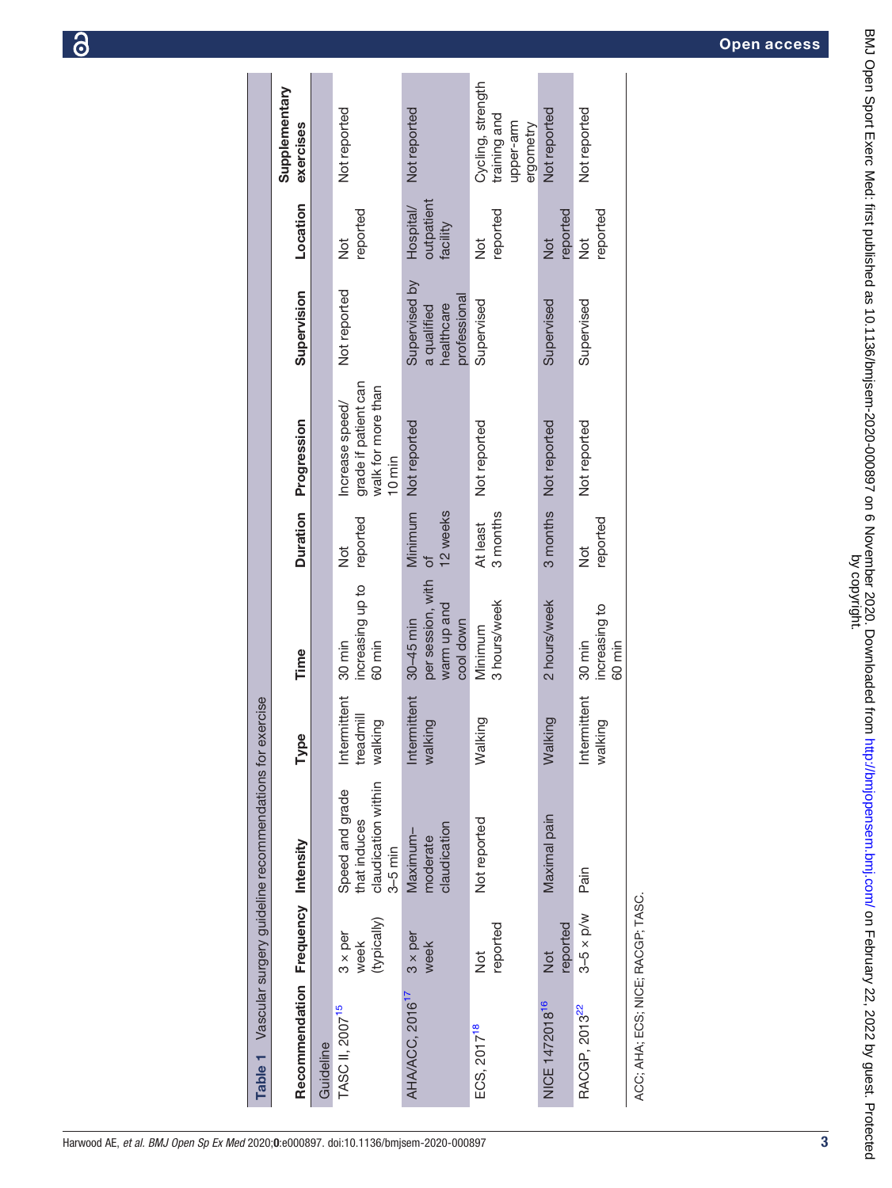**Table 1** Vascular surgery guideline recommendations for exercise

| Recommendation | Frequency | Intensity | Type | Time | Duration | Progression | Supervision | Location | Supplementary exercises |
|---|---|---|---|---|---|---|---|---|---|
| Guideline | | | | | | | | | |
| TASC II, 2007[15] | 3 × per week (typically) | Speed and grade that induces claudication within 3–5 min | Intermittent treadmill walking | 30 min increasing up to 60 min | Not reported | Increase speed/grade if patient can walk for more than 10 min | Not reported | Not reported | Not reported |
| AHA/ACC, 2016[17] | 3 × per week | Maximum–moderate claudication | Intermittent walking | 30–45 min per session, with warm up and cool down | Minimum of 12 weeks | Not reported | Supervised by a qualified healthcare professional | Hospital/outpatient facility | Not reported |
| ECS, 2017[18] | Not reported | Not reported | Walking | Minimum 3 hours/week | At least 3 months | Not reported | Supervised | Not reported | Cycling, strength training and upper-arm ergometry |
| NICE 1472018[16] | Not reported | Maximal pain | Walking | 2 hours/week | 3 months | Not reported | Supervised | Not reported | Not reported |
| RACGP, 2013[22] | 3–5 × p/w | Pain | Intermittent walking | 30 min increasing to 60 min | Not reported | Not reported | Supervised | Not reported | Not reported |

ACC; AHA; ECS; NICE; RACGP; TASC.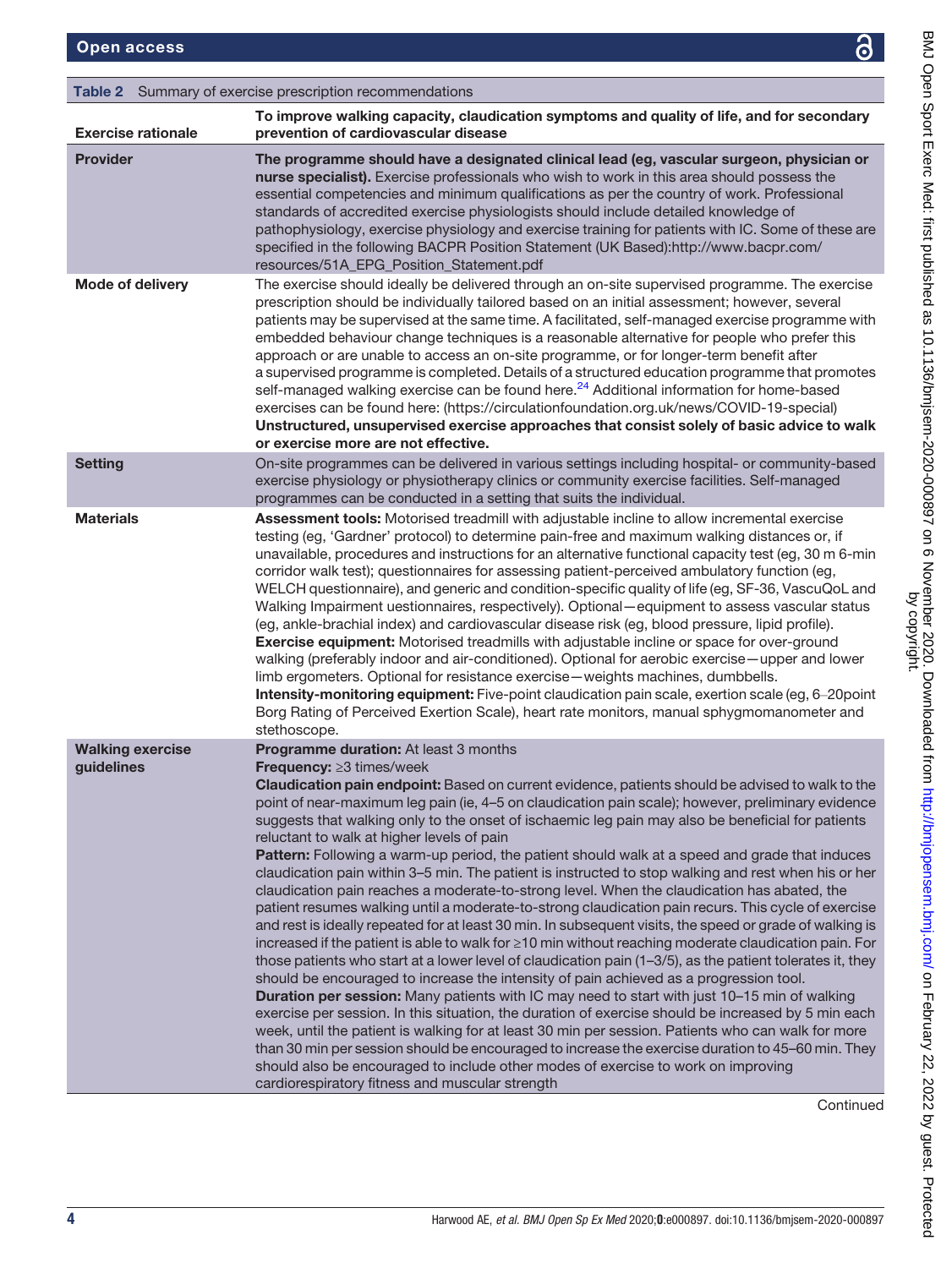**Table 2** Summary of exercise prescription recommendations

| Exercise rationale | To improve walking capacity, claudication symptoms and quality of life, and for secondary prevention of cardiovascular disease |
|---|---|
| **Provider** | **The programme should have a designated clinical lead (eg, vascular surgeon, physician or nurse specialist).** Exercise professionals who wish to work in this area should possess the essential competencies and minimum qualifications as per the country of work. Professional standards of accredited exercise physiologists should include detailed knowledge of pathophysiology, exercise physiology and exercise training for patients with IC. Some of these are specified in the following BACPR Position Statement (UK Based):http://www.bacpr.com/resources/51A_EPG_Position_Statement.pdf |
| **Mode of delivery** | The exercise should ideally be delivered through an on-site supervised programme. The exercise prescription should be individually tailored based on an initial assessment; however, several patients may be supervised at the same time. A facilitated, self-managed exercise programme with embedded behaviour change techniques is a reasonable alternative for people who prefer this approach or are unable to access an on-site programme, or for longer-term benefit after a supervised programme is completed. Details of a structured education programme that promotes self-managed walking exercise can be found here.[24] Additional information for home-based exercises can be found here: (https://circulationfoundation.org.uk/news/COVID-19-special) **Unstructured, unsupervised exercise approaches that consist solely of basic advice to walk or exercise more are not effective.** |
| **Setting** | On-site programmes can be delivered in various settings including hospital- or community-based exercise physiology or physiotherapy clinics or community exercise facilities. Self-managed programmes can be conducted in a setting that suits the individual. |
| **Materials** | **Assessment tools:** Motorised treadmill with adjustable incline to allow incremental exercise testing (eg, 'Gardner' protocol) to determine pain-free and maximum walking distances or, if unavailable, procedures and instructions for an alternative functional capacity test (eg, 30 m 6-min corridor walk test); questionnaires for assessing patient-perceived ambulatory function (eg, WELCH questionnaire), and generic and condition-specific quality of life (eg, SF-36, VascuQoL and Walking Impairment uestionnaires, respectively). Optional—equipment to assess vascular status (eg, ankle-brachial index) and cardiovascular disease risk (eg, blood pressure, lipid profile). **Exercise equipment:** Motorised treadmills with adjustable incline or space for over-ground walking (preferably indoor and air-conditioned). Optional for aerobic exercise—upper and lower limb ergometers. Optional for resistance exercise—weights machines, dumbbells. **Intensity-monitoring equipment:** Five-point claudication pain scale, exertion scale (eg, 6–20point Borg Rating of Perceived Exertion Scale), heart rate monitors, manual sphygmomanometer and stethoscope. |
| **Walking exercise guidelines** | **Programme duration:** At least 3 months **Frequency:** ≥3 times/week **Claudication pain endpoint:** Based on current evidence, patients should be advised to walk to the point of near-maximum leg pain (ie, 4–5 on claudication pain scale); however, preliminary evidence suggests that walking only to the onset of ischaemic leg pain may also be beneficial for patients reluctant to walk at higher levels of pain **Pattern:** Following a warm-up period, the patient should walk at a speed and grade that induces claudication pain within 3–5 min. The patient is instructed to stop walking and rest when his or her claudication pain reaches a moderate-to-strong level. When the claudication has abated, the patient resumes walking until a moderate-to-strong claudication pain recurs. This cycle of exercise and rest is ideally repeated for at least 30 min. In subsequent visits, the speed or grade of walking is increased if the patient is able to walk for ≥10 min without reaching moderate claudication pain. For those patients who start at a lower level of claudication pain (1–3/5), as the patient tolerates it, they should be encouraged to increase the intensity of pain achieved as a progression tool. **Duration per session:** Many patients with IC may need to start with just 10–15 min of walking exercise per session. In this situation, the duration of exercise should be increased by 5 min each week, until the patient is walking for at least 30 min per session. Patients who can walk for more than 30 min per session should be encouraged to increase the exercise duration to 45–60 min. They should also be encouraged to include other modes of exercise to work on improving cardiorespiratory fitness and muscular strength |

Continued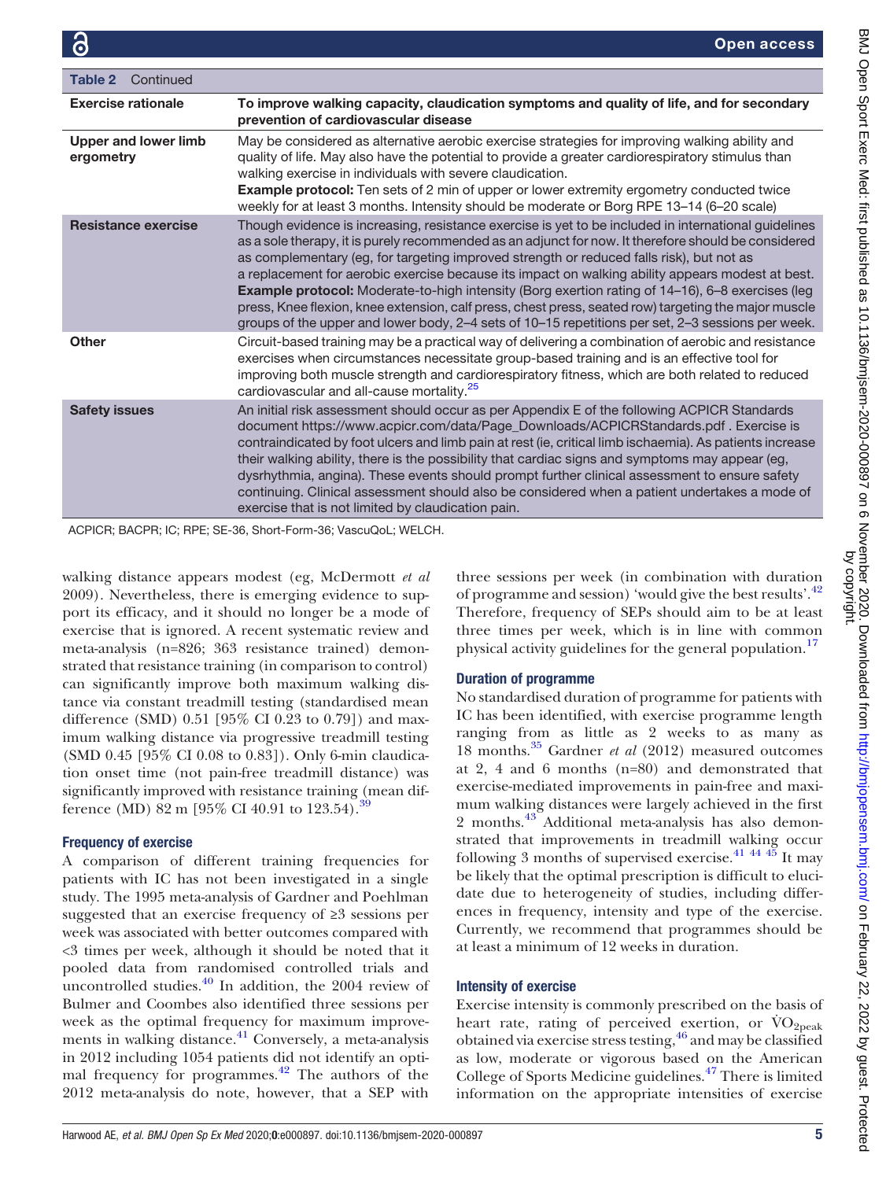| Table 2 Continued | |
|---|---|
| **Exercise rationale** | **To improve walking capacity, claudication symptoms and quality of life, and for secondary prevention of cardiovascular disease** |
| **Upper and lower limb ergometry** | May be considered as alternative aerobic exercise strategies for improving walking ability and quality of life. May also have the potential to provide a greater cardiorespiratory stimulus than walking exercise in individuals with severe claudication.<br>**Example protocol:** Ten sets of 2 min of upper or lower extremity ergometry conducted twice weekly for at least 3 months. Intensity should be moderate or Borg RPE 13–14 (6–20 scale) |
| **Resistance exercise** | Though evidence is increasing, resistance exercise is yet to be included in international guidelines as a sole therapy, it is purely recommended as an adjunct for now. It therefore should be considered as complementary (eg, for targeting improved strength or reduced falls risk), but not as a replacement for aerobic exercise because its impact on walking ability appears modest at best.<br>**Example protocol:** Moderate-to-high intensity (Borg exertion rating of 14–16), 6–8 exercises (leg press, Knee flexion, knee extension, calf press, chest press, seated row) targeting the major muscle groups of the upper and lower body, 2–4 sets of 10–15 repetitions per set, 2–3 sessions per week. |
| **Other** | Circuit-based training may be a practical way of delivering a combination of aerobic and resistance exercises when circumstances necessitate group-based training and is an effective tool for improving both muscle strength and cardiorespiratory fitness, which are both related to reduced cardiovascular and all-cause mortality.[25] |
| **Safety issues** | An initial risk assessment should occur as per Appendix E of the following ACPICR Standards document https://www.acpicr.com/data/Page_Downloads/ACPICRStandards.pdf . Exercise is contraindicated by foot ulcers and limb pain at rest (ie, critical limb ischaemia). As patients increase their walking ability, there is the possibility that cardiac signs and symptoms may appear (eg, dysrhythmia, angina). These events should prompt further clinical assessment to ensure safety continuing. Clinical assessment should also be considered when a patient undertakes a mode of exercise that is not limited by claudication pain. |

ACPICR; BACPR; IC; RPE; SE-36, Short-Form-36; VascuQoL; WELCH.

walking distance appears modest (eg, McDermott *et al* 2009). Nevertheless, there is emerging evidence to support its efficacy, and it should no longer be a mode of exercise that is ignored. A recent systematic review and meta-analysis (n=826; 363 resistance trained) demonstrated that resistance training (in comparison to control) can significantly improve both maximum walking distance via constant treadmill testing (standardised mean difference (SMD) 0.51 [95% CI 0.23 to 0.79]) and maximum walking distance via progressive treadmill testing (SMD 0.45 [95% CI 0.08 to 0.83]). Only 6-min claudication onset time (not pain-free treadmill distance) was significantly improved with resistance training (mean difference (MD) 82 m [95% CI 40.91 to 123.54]).[39]

### Frequency of exercise

A comparison of different training frequencies for patients with IC has not been investigated in a single study. The 1995 meta-analysis of Gardner and Poehlman suggested that an exercise frequency of ≥3 sessions per week was associated with better outcomes compared with <3 times per week, although it should be noted that it pooled data from randomised controlled trials and uncontrolled studies.[40] In addition, the 2004 review of Bulmer and Coombes also identified three sessions per week as the optimal frequency for maximum improvements in walking distance.[41] Conversely, a meta-analysis in 2012 including 1054 patients did not identify an optimal frequency for programmes.[42] The authors of the 2012 meta-analysis do note, however, that a SEP with three sessions per week (in combination with duration of programme and session) 'would give the best results'.[42] Therefore, frequency of SEPs should aim to be at least three times per week, which is in line with common physical activity guidelines for the general population.[17]

### Duration of programme

No standardised duration of programme for patients with IC has been identified, with exercise programme length ranging from as little as 2 weeks to as many as 18 months.[35] Gardner *et al* (2012) measured outcomes at 2, 4 and 6 months (n=80) and demonstrated that exercise-mediated improvements in pain-free and maximum walking distances were largely achieved in the first 2 months.[43] Additional meta-analysis has also demonstrated that improvements in treadmill walking occur following 3 months of supervised exercise.[41 44 45] It may be likely that the optimal prescription is difficult to elucidate due to heterogeneity of studies, including differences in frequency, intensity and type of the exercise. Currently, we recommend that programmes should be at least a minimum of 12 weeks in duration.

### Intensity of exercise

Exercise intensity is commonly prescribed on the basis of heart rate, rating of perceived exertion, or $\dot{V}O_{2peak}$ obtained via exercise stress testing,[46] and may be classified as low, moderate or vigorous based on the American College of Sports Medicine guidelines.[47] There is limited information on the appropriate intensities of exercise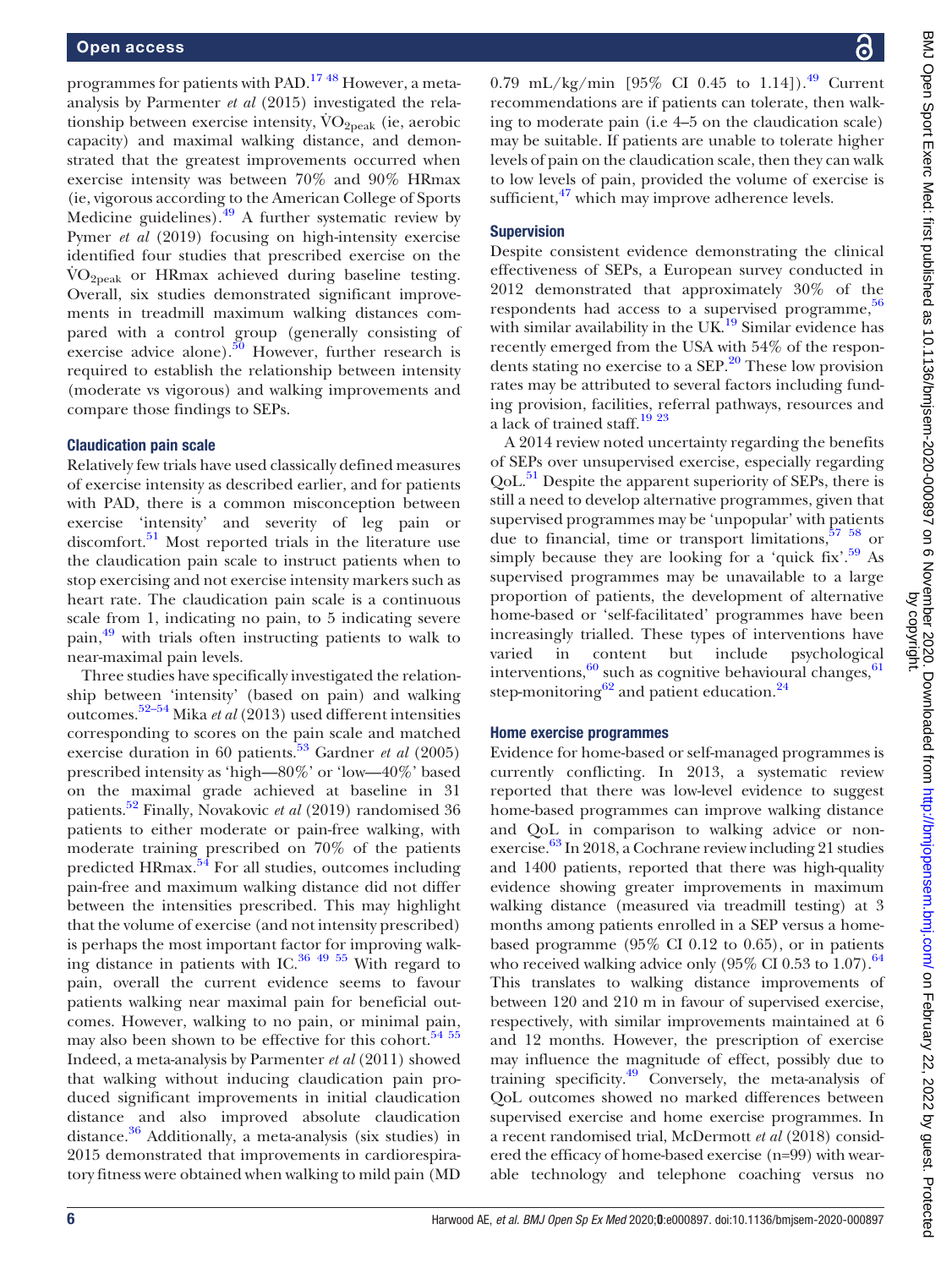programmes for patients with PAD.[17 48] However, a meta-analysis by Parmenter *et al* (2015) investigated the relationship between exercise intensity, $\dot{V}O_{2peak}$ (ie, aerobic capacity) and maximal walking distance, and demonstrated that the greatest improvements occurred when exercise intensity was between 70% and 90% HRmax (ie, vigorous according to the American College of Sports Medicine guidelines).[49] A further systematic review by Pymer *et al* (2019) focusing on high-intensity exercise identified four studies that prescribed exercise on the $\dot{V}O_{2peak}$ or HRmax achieved during baseline testing. Overall, six studies demonstrated significant improvements in treadmill maximum walking distances compared with a control group (generally consisting of exercise advice alone).[50] However, further research is required to establish the relationship between intensity (moderate vs vigorous) and walking improvements and compare those findings to SEPs.

### Claudication pain scale

Relatively few trials have used classically defined measures of exercise intensity as described earlier, and for patients with PAD, there is a common misconception between exercise 'intensity' and severity of leg pain or discomfort.[51] Most reported trials in the literature use the claudication pain scale to instruct patients when to stop exercising and not exercise intensity markers such as heart rate. The claudication pain scale is a continuous scale from 1, indicating no pain, to 5 indicating severe pain,[49] with trials often instructing patients to walk to near-maximal pain levels.

Three studies have specifically investigated the relationship between 'intensity' (based on pain) and walking outcomes.[52–54] Mika *et al* (2013) used different intensities corresponding to scores on the pain scale and matched exercise duration in 60 patients.[53] Gardner *et al* (2005) prescribed intensity as 'high—80%' or 'low—40%' based on the maximal grade achieved at baseline in 31 patients.[52] Finally, Novakovic *et al* (2019) randomised 36 patients to either moderate or pain-free walking, with moderate training prescribed on 70% of the patients predicted HRmax.[54] For all studies, outcomes including pain-free and maximum walking distance did not differ between the intensities prescribed. This may highlight that the volume of exercise (and not intensity prescribed) is perhaps the most important factor for improving walking distance in patients with IC.[36 49 55] With regard to pain, overall the current evidence seems to favour patients walking near maximal pain for beneficial outcomes. However, walking to no pain, or minimal pain, may also been shown to be effective for this cohort.[54 55] Indeed, a meta-analysis by Parmenter *et al* (2011) showed that walking without inducing claudication pain produced significant improvements in initial claudication distance and also improved absolute claudication distance.[36] Additionally, a meta-analysis (six studies) in 2015 demonstrated that improvements in cardiorespiratory fitness were obtained when walking to mild pain (MD 0.79 mL/kg/min [95% CI 0.45 to 1.14]).[49] Current recommendations are if patients can tolerate, then walking to moderate pain (i.e 4–5 on the claudication scale) may be suitable. If patients are unable to tolerate higher levels of pain on the claudication scale, then they can walk to low levels of pain, provided the volume of exercise is sufficient,[47] which may improve adherence levels.

### Supervision

Despite consistent evidence demonstrating the clinical effectiveness of SEPs, a European survey conducted in 2012 demonstrated that approximately 30% of the respondents had access to a supervised programme,[56] with similar availability in the UK.[19] Similar evidence has recently emerged from the USA with 54% of the respondents stating no exercise to a SEP.[20] These low provision rates may be attributed to several factors including funding provision, facilities, referral pathways, resources and a lack of trained staff.[19 23]

A 2014 review noted uncertainty regarding the benefits of SEPs over unsupervised exercise, especially regarding QoL.[51] Despite the apparent superiority of SEPs, there is still a need to develop alternative programmes, given that supervised programmes may be 'unpopular' with patients due to financial, time or transport limitations,[57 58] or simply because they are looking for a 'quick fix'.[59] As supervised programmes may be unavailable to a large proportion of patients, the development of alternative home-based or 'self-facilitated' programmes have been increasingly trialled. These types of interventions have varied in content but include psychological interventions,[60] such as cognitive behavioural changes,[61] step-monitoring[62] and patient education.[24]

### Home exercise programmes

Evidence for home-based or self-managed programmes is currently conflicting. In 2013, a systematic review reported that there was low-level evidence to suggest home-based programmes can improve walking distance and QoL in comparison to walking advice or non-exercise.[63] In 2018, a Cochrane review including 21 studies and 1400 patients, reported that there was high-quality evidence showing greater improvements in maximum walking distance (measured via treadmill testing) at 3 months among patients enrolled in a SEP versus a home-based programme (95% CI 0.12 to 0.65), or in patients who received walking advice only (95% CI 0.53 to 1.07).[64] This translates to walking distance improvements of between 120 and 210 m in favour of supervised exercise, respectively, with similar improvements maintained at 6 and 12 months. However, the prescription of exercise may influence the magnitude of effect, possibly due to training specificity.[49] Conversely, the meta-analysis of QoL outcomes showed no marked differences between supervised exercise and home exercise programmes. In a recent randomised trial, McDermott *et al* (2018) considered the efficacy of home-based exercise (n=99) with wearable technology and telephone coaching versus no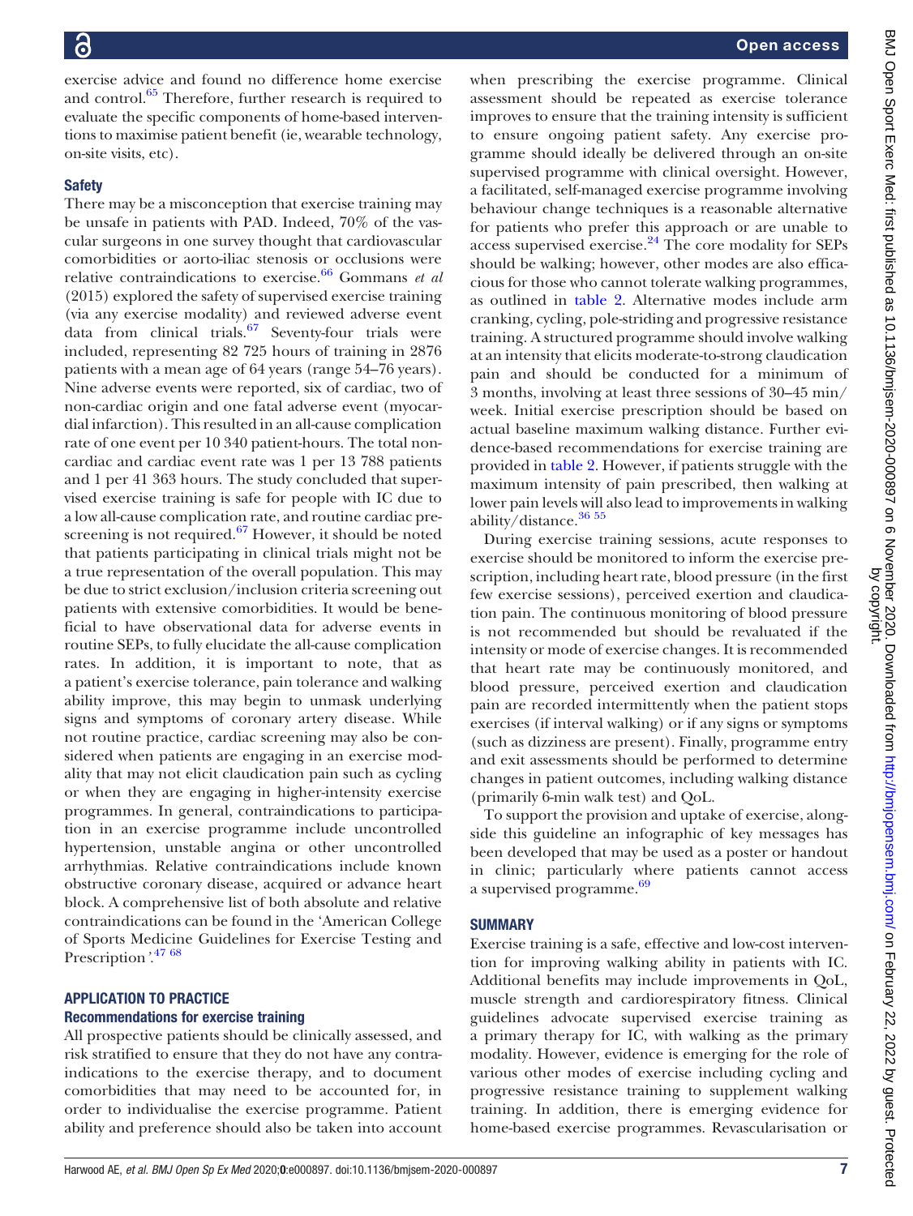exercise advice and found no difference home exercise and control.[65] Therefore, further research is required to evaluate the specific components of home-based interventions to maximise patient benefit (ie, wearable technology, on-site visits, etc).

### Safety

There may be a misconception that exercise training may be unsafe in patients with PAD. Indeed, 70% of the vascular surgeons in one survey thought that cardiovascular comorbidities or aorto-iliac stenosis or occlusions were relative contraindications to exercise.[66] Gommans *et al* (2015) explored the safety of supervised exercise training (via any exercise modality) and reviewed adverse event data from clinical trials.[67] Seventy-four trials were included, representing 82 725 hours of training in 2876 patients with a mean age of 64 years (range 54–76 years). Nine adverse events were reported, six of cardiac, two of non-cardiac origin and one fatal adverse event (myocardial infarction). This resulted in an all-cause complication rate of one event per 10 340 patient-hours. The total non-cardiac and cardiac event rate was 1 per 13 788 patients and 1 per 41 363 hours. The study concluded that supervised exercise training is safe for people with IC due to a low all-cause complication rate, and routine cardiac prescreening is not required.[67] However, it should be noted that patients participating in clinical trials might not be a true representation of the overall population. This may be due to strict exclusion/inclusion criteria screening out patients with extensive comorbidities. It would be beneficial to have observational data for adverse events in routine SEPs, to fully elucidate the all-cause complication rates. In addition, it is important to note, that as a patient's exercise tolerance, pain tolerance and walking ability improve, this may begin to unmask underlying signs and symptoms of coronary artery disease. While not routine practice, cardiac screening may also be considered when patients are engaging in an exercise modality that may not elicit claudication pain such as cycling or when they are engaging in higher-intensity exercise programmes. In general, contraindications to participation in an exercise programme include uncontrolled hypertension, unstable angina or other uncontrolled arrhythmias. Relative contraindications include known obstructive coronary disease, acquired or advance heart block. A comprehensive list of both absolute and relative contraindications can be found in the 'American College of Sports Medicine Guidelines for Exercise Testing and Prescription'.[47,68]

## APPLICATION TO PRACTICE

### Recommendations for exercise training

All prospective patients should be clinically assessed, and risk stratified to ensure that they do not have any contraindications to the exercise therapy, and to document comorbidities that may need to be accounted for, in order to individualise the exercise programme. Patient ability and preference should also be taken into account when prescribing the exercise programme. Clinical assessment should be repeated as exercise tolerance improves to ensure that the training intensity is sufficient to ensure ongoing patient safety. Any exercise programme should ideally be delivered through an on-site supervised programme with clinical oversight. However, a facilitated, self-managed exercise programme involving behaviour change techniques is a reasonable alternative for patients who prefer this approach or are unable to access supervised exercise.[24] The core modality for SEPs should be walking; however, other modes are also efficacious for those who cannot tolerate walking programmes, as outlined in table 2. Alternative modes include arm cranking, cycling, pole-striding and progressive resistance training. A structured programme should involve walking at an intensity that elicits moderate-to-strong claudication pain and should be conducted for a minimum of 3 months, involving at least three sessions of 30–45 min/week. Initial exercise prescription should be based on actual baseline maximum walking distance. Further evidence-based recommendations for exercise training are provided in table 2. However, if patients struggle with the maximum intensity of pain prescribed, then walking at lower pain levels will also lead to improvements in walking ability/distance.[36,55]

During exercise training sessions, acute responses to exercise should be monitored to inform the exercise prescription, including heart rate, blood pressure (in the first few exercise sessions), perceived exertion and claudication pain. The continuous monitoring of blood pressure is not recommended but should be revaluated if the intensity or mode of exercise changes. It is recommended that heart rate may be continuously monitored, and blood pressure, perceived exertion and claudication pain are recorded intermittently when the patient stops exercises (if interval walking) or if any signs or symptoms (such as dizziness are present). Finally, programme entry and exit assessments should be performed to determine changes in patient outcomes, including walking distance (primarily 6-min walk test) and QoL.

To support the provision and uptake of exercise, alongside this guideline an infographic of key messages has been developed that may be used as a poster or handout in clinic; particularly where patients cannot access a supervised programme.[69]

## SUMMARY

Exercise training is a safe, effective and low-cost intervention for improving walking ability in patients with IC. Additional benefits may include improvements in QoL, muscle strength and cardiorespiratory fitness. Clinical guidelines advocate supervised exercise training as a primary therapy for IC, with walking as the primary modality. However, evidence is emerging for the role of various other modes of exercise including cycling and progressive resistance training to supplement walking training. In addition, there is emerging evidence for home-based exercise programmes. Revascularisation or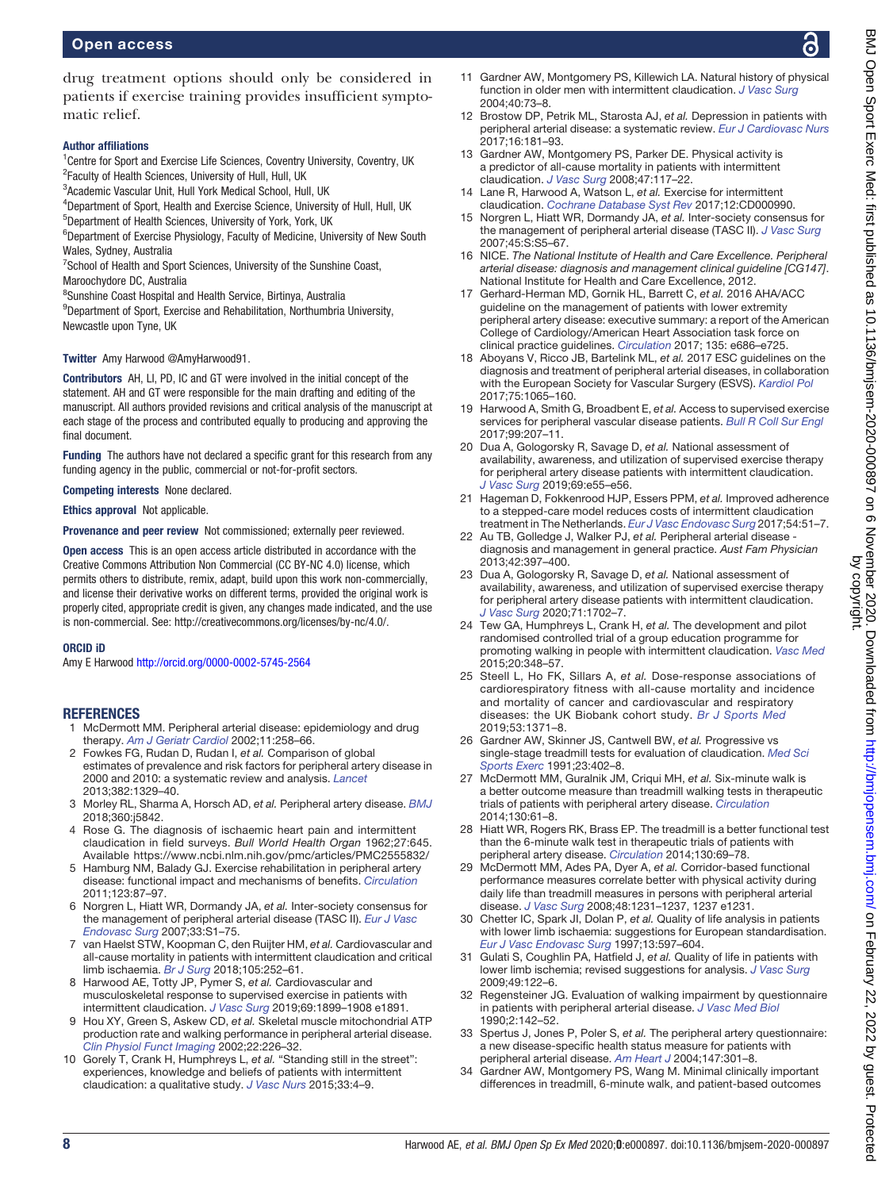drug treatment options should only be considered in patients if exercise training provides insufficient symptomatic relief.

**Author affiliations**

[1]Centre for Sport and Exercise Life Sciences, Coventry University, Coventry, UK
[2]Faculty of Health Sciences, University of Hull, Hull, UK
[3]Academic Vascular Unit, Hull York Medical School, Hull, UK
[4]Department of Sport, Health and Exercise Science, University of Hull, Hull, UK
[5]Department of Health Sciences, University of York, York, UK
[6]Department of Exercise Physiology, Faculty of Medicine, University of New South Wales, Sydney, Australia
[7]School of Health and Sport Sciences, University of the Sunshine Coast, Maroochydore DC, Australia
[8]Sunshine Coast Hospital and Health Service, Birtinya, Australia
[9]Department of Sport, Exercise and Rehabilitation, Northumbria University, Newcastle upon Tyne, UK

**Twitter** Amy Harwood @AmyHarwood91.

**Contributors** AH, LI, PD, IC and GT were involved in the initial concept of the statement. AH and GT were responsible for the main drafting and editing of the manuscript. All authors provided revisions and critical analysis of the manuscript at each stage of the process and contributed equally to producing and approving the final document.

**Funding** The authors have not declared a specific grant for this research from any funding agency in the public, commercial or not-for-profit sectors.

**Competing interests** None declared.

**Ethics approval** Not applicable.

**Provenance and peer review** Not commissioned; externally peer reviewed.

**Open access** This is an open access article distributed in accordance with the Creative Commons Attribution Non Commercial (CC BY-NC 4.0) license, which permits others to distribute, remix, adapt, build upon this work non-commercially, and license their derivative works on different terms, provided the original work is properly cited, appropriate credit is given, any changes made indicated, and the use is non-commercial. See: http://creativecommons.org/licenses/by-nc/4.0/.

**ORCID iD**

Amy E Harwood http://orcid.org/0000-0002-5745-2564

## REFERENCES

1. McDermott MM. Peripheral arterial disease: epidemiology and drug therapy. *Am J Geriatr Cardiol* 2002;11:258–66.
2. Fowkes FG, Rudan D, Rudan I, *et al.* Comparison of global estimates of prevalence and risk factors for peripheral artery disease in 2000 and 2010: a systematic review and analysis. *Lancet* 2013;382:1329–40.
3. Morley RL, Sharma A, Horsch AD, *et al.* Peripheral artery disease. *BMJ* 2018;360:j5842.
4. Rose G. The diagnosis of ischaemic heart pain and intermittent claudication in field surveys. *Bull World Health Organ* 1962;27:645. Available https://www.ncbi.nlm.nih.gov/pmc/articles/PMC2555832/
5. Hamburg NM, Balady GJ. Exercise rehabilitation in peripheral artery disease: functional impact and mechanisms of benefits. *Circulation* 2011;123:87–97.
6. Norgren L, Hiatt WR, Dormandy JA, *et al.* Inter-society consensus for the management of peripheral arterial disease (TASC II). *Eur J Vasc Endovasc Surg* 2007;33:S1–75.
7. van Haelst STW, Koopman C, den Ruijter HM, *et al.* Cardiovascular and all-cause mortality in patients with intermittent claudication and critical limb ischaemia. *Br J Surg* 2018;105:252–61.
8. Harwood AE, Totty JP, Pymer S, *et al.* Cardiovascular and musculoskeletal response to supervised exercise in patients with intermittent claudication. *J Vasc Surg* 2019;69:1899–1908 e1891.
9. Hou XY, Green S, Askew CD, *et al.* Skeletal muscle mitochondrial ATP production rate and walking performance in peripheral arterial disease. *Clin Physiol Funct Imaging* 2002;22:226–32.
10. Gorely T, Crank H, Humphreys L, *et al.* "Standing still in the street": experiences, knowledge and beliefs of patients with intermittent claudication: a qualitative study. *J Vasc Nurs* 2015;33:4–9.
11. Gardner AW, Montgomery PS, Killewich LA. Natural history of physical function in older men with intermittent claudication. *J Vasc Surg* 2004;40:73–8.
12. Brostow DP, Petrik ML, Starosta AJ, *et al.* Depression in patients with peripheral arterial disease: a systematic review. *Eur J Cardiovasc Nurs* 2017;16:181–93.
13. Gardner AW, Montgomery PS, Parker DE. Physical activity is a predictor of all-cause mortality in patients with intermittent claudication. *J Vasc Surg* 2008;47:117–22.
14. Lane R, Harwood A, Watson L, *et al.* Exercise for intermittent claudication. *Cochrane Database Syst Rev* 2017;12:CD000990.
15. Norgren L, Hiatt WR, Dormandy JA, *et al.* Inter-society consensus for the management of peripheral arterial disease (TASC II). *J Vasc Surg* 2007;45:S:S5–67.
16. NICE. *The National Institute of Health and Care Excellence. Peripheral arterial disease: diagnosis and management clinical guideline [CG147]*. National Institute for Health and Care Excellence, 2012.
17. Gerhard-Herman MD, Gornik HL, Barrett C, *et al.* 2016 AHA/ACC guideline on the management of patients with lower extremity peripheral artery disease: executive summary: a report of the American College of Cardiology/American Heart Association task force on clinical practice guidelines. *Circulation* 2017; 135: e686–e725.
18. Aboyans V, Ricco JB, Bartelink ML, *et al.* 2017 ESC guidelines on the diagnosis and treatment of peripheral arterial diseases, in collaboration with the European Society for Vascular Surgery (ESVS). *Kardiol Pol* 2017;75:1065–160.
19. Harwood A, Smith G, Broadbent E, *et al.* Access to supervised exercise services for peripheral vascular disease patients. *Bull R Coll Sur Engl* 2017;99:207–11.
20. Dua A, Gologorsky R, Savage D, *et al.* National assessment of availability, awareness, and utilization of supervised exercise therapy for peripheral artery disease patients with intermittent claudication. *J Vasc Surg* 2019;69:e55–e56.
21. Hageman D, Fokkenrood HJP, Essers PPM, *et al.* Improved adherence to a stepped-care model reduces costs of intermittent claudication treatment in The Netherlands. *Eur J Vasc Endovasc Surg* 2017;54:51–7.
22. Au TB, Golledge J, Walker PJ, *et al.* Peripheral arterial disease - diagnosis and management in general practice. *Aust Fam Physician* 2013;42:397–400.
23. Dua A, Gologorsky R, Savage D, *et al.* National assessment of availability, awareness, and utilization of supervised exercise therapy for peripheral artery disease patients with intermittent claudication. *J Vasc Surg* 2020;71:1702–7.
24. Tew GA, Humphreys L, Crank H, *et al.* The development and pilot randomised controlled trial of a group education programme for promoting walking in people with intermittent claudication. *Vasc Med* 2015;20:348–57.
25. Steell L, Ho FK, Sillars A, *et al.* Dose-response associations of cardiorespiratory fitness with all-cause mortality and incidence and mortality of cancer and cardiovascular and respiratory diseases: the UK Biobank cohort study. *Br J Sports Med* 2019;53:1371–8.
26. Gardner AW, Skinner JS, Cantwell BW, *et al.* Progressive vs single-stage treadmill tests for evaluation of claudication. *Med Sci Sports Exerc* 1991;23:402–8.
27. McDermott MM, Guralnik JM, Criqui MH, *et al.* Six-minute walk is a better outcome measure than treadmill walking tests in therapeutic trials of patients with peripheral artery disease. *Circulation* 2014;130:61–8.
28. Hiatt WR, Rogers RK, Brass EP. The treadmill is a better functional test than the 6-minute walk test in therapeutic trials of patients with peripheral artery disease. *Circulation* 2014;130:69–78.
29. McDermott MM, Ades PA, Dyer A, *et al.* Corridor-based functional performance measures correlate better with physical activity during daily life than treadmill measures in persons with peripheral arterial disease. *J Vasc Surg* 2008;48:1231–1237, 1237 e1231.
30. Chetter IC, Spark JI, Dolan P, *et al.* Quality of life analysis in patients with lower limb ischaemia: suggestions for European standardisation. *Eur J Vasc Endovasc Surg* 1997;13:597–604.
31. Gulati S, Coughlin PA, Hatfield J, *et al.* Quality of life in patients with lower limb ischemia; revised suggestions for analysis. *J Vasc Surg* 2009;49:122–6.
32. Regensteiner JG. Evaluation of walking impairment by questionnaire in patients with peripheral arterial disease. *J Vasc Med Biol* 1990;2:142–52.
33. Spertus J, Jones P, Poler S, *et al.* The peripheral artery questionnaire: a new disease-specific health status measure for patients with peripheral arterial disease. *Am Heart J* 2004;147:301–8.
34. Gardner AW, Montgomery PS, Wang M. Minimal clinically important differences in treadmill, 6-minute walk, and patient-based outcomes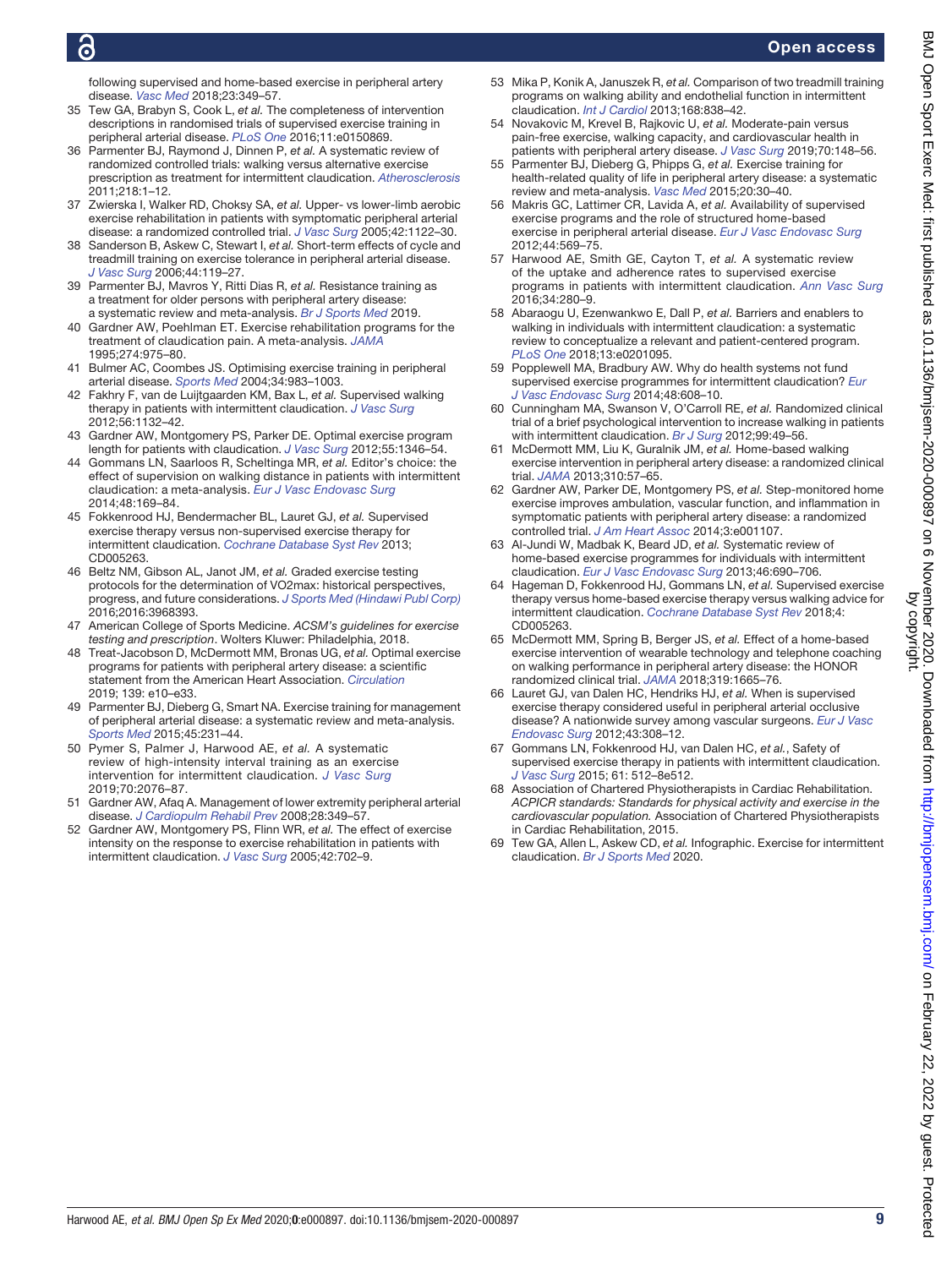following supervised and home-based exercise in peripheral artery disease. *Vasc Med* 2018;23:349–57.

35 Tew GA, Brabyn S, Cook L, *et al.* The completeness of intervention descriptions in randomised trials of supervised exercise training in peripheral arterial disease. *PLoS One* 2016;11:e0150869.

36 Parmenter BJ, Raymond J, Dinnen P, *et al.* A systematic review of randomized controlled trials: walking versus alternative exercise prescription as treatment for intermittent claudication. *Atherosclerosis* 2011;218:1–12.

37 Zwierska I, Walker RD, Choksy SA, *et al.* Upper- vs lower-limb aerobic exercise rehabilitation in patients with symptomatic peripheral arterial disease: a randomized controlled trial. *J Vasc Surg* 2005;42:1122–30.

38 Sanderson B, Askew C, Stewart I, *et al.* Short-term effects of cycle and treadmill training on exercise tolerance in peripheral arterial disease. *J Vasc Surg* 2006;44:119–27.

39 Parmenter BJ, Mavros Y, Ritti Dias R, *et al.* Resistance training as a treatment for older persons with peripheral artery disease: a systematic review and meta-analysis. *Br J Sports Med* 2019.

40 Gardner AW, Poehlman ET. Exercise rehabilitation programs for the treatment of claudication pain. A meta-analysis. *JAMA* 1995;274:975–80.

41 Bulmer AC, Coombes JS. Optimising exercise training in peripheral arterial disease. *Sports Med* 2004;34:983–1003.

42 Fakhry F, van de Luijtgaarden KM, Bax L, *et al.* Supervised walking therapy in patients with intermittent claudication. *J Vasc Surg* 2012;56:1132–42.

43 Gardner AW, Montgomery PS, Parker DE. Optimal exercise program length for patients with claudication. *J Vasc Surg* 2012;55:1346–54.

44 Gommans LN, Saarloos R, Scheltinga MR, *et al.* Editor's choice: the effect of supervision on walking distance in patients with intermittent claudication: a meta-analysis. *Eur J Vasc Endovasc Surg* 2014;48:169–84.

45 Fokkenrood HJ, Bendermacher BL, Lauret GJ, *et al.* Supervised exercise therapy versus non-supervised exercise therapy for intermittent claudication. *Cochrane Database Syst Rev* 2013; CD005263.

46 Beltz NM, Gibson AL, Janot JM, *et al.* Graded exercise testing protocols for the determination of VO2max: historical perspectives, progress, and future considerations. *J Sports Med (Hindawi Publ Corp)* 2016;2016:3968393.

47 American College of Sports Medicine. *ACSM's guidelines for exercise testing and prescription*. Wolters Kluwer: Philadelphia, 2018.

48 Treat-Jacobson D, McDermott MM, Bronas UG, *et al.* Optimal exercise programs for patients with peripheral artery disease: a scientific statement from the American Heart Association. *Circulation* 2019; 139: e10–e33.

49 Parmenter BJ, Dieberg G, Smart NA. Exercise training for management of peripheral arterial disease: a systematic review and meta-analysis. *Sports Med* 2015;45:231–44.

50 Pymer S, Palmer J, Harwood AE, *et al.* A systematic review of high-intensity interval training as an exercise intervention for intermittent claudication. *J Vasc Surg* 2019;70:2076–87.

51 Gardner AW, Afaq A. Management of lower extremity peripheral arterial disease. *J Cardiopulm Rehabil Prev* 2008;28:349–57.

52 Gardner AW, Montgomery PS, Flinn WR, *et al.* The effect of exercise intensity on the response to exercise rehabilitation in patients with intermittent claudication. *J Vasc Surg* 2005;42:702–9.

53 Mika P, Konik A, Januszek R, *et al.* Comparison of two treadmill training programs on walking ability and endothelial function in intermittent claudication. *Int J Cardiol* 2013;168:838–42.

54 Novakovic M, Krevel B, Rajkovic U, *et al.* Moderate-pain versus pain-free exercise, walking capacity, and cardiovascular health in patients with peripheral artery disease. *J Vasc Surg* 2019;70:148–56.

55 Parmenter BJ, Dieberg G, Phipps G, *et al.* Exercise training for health-related quality of life in peripheral artery disease: a systematic review and meta-analysis. *Vasc Med* 2015;20:30–40.

56 Makris GC, Lattimer CR, Lavida A, *et al.* Availability of supervised exercise programs and the role of structured home-based exercise in peripheral arterial disease. *Eur J Vasc Endovasc Surg* 2012;44:569–75.

57 Harwood AE, Smith GE, Cayton T, *et al.* A systematic review of the uptake and adherence rates to supervised exercise programs in patients with intermittent claudication. *Ann Vasc Surg* 2016;34:280–9.

58 Abaraogu U, Ezenwankwo E, Dall P, *et al.* Barriers and enablers to walking in individuals with intermittent claudication: a systematic review to conceptualize a relevant and patient-centered program. *PLoS One* 2018;13:e0201095.

59 Popplewell MA, Bradbury AW. Why do health systems not fund supervised exercise programmes for intermittent claudication? *Eur J Vasc Endovasc Surg* 2014;48:608–10.

60 Cunningham MA, Swanson V, O'Carroll RE, *et al.* Randomized clinical trial of a brief psychological intervention to increase walking in patients with intermittent claudication. *Br J Surg* 2012;99:49–56.

61 McDermott MM, Liu K, Guralnik JM, *et al.* Home-based walking exercise intervention in peripheral artery disease: a randomized clinical trial. *JAMA* 2013;310:57–65.

62 Gardner AW, Parker DE, Montgomery PS, *et al.* Step-monitored home exercise improves ambulation, vascular function, and inflammation in symptomatic patients with peripheral artery disease: a randomized controlled trial. *J Am Heart Assoc* 2014;3:e001107.

63 Al-Jundi W, Madbak K, Beard JD, *et al.* Systematic review of home-based exercise programmes for individuals with intermittent claudication. *Eur J Vasc Endovasc Surg* 2013;46:690–706.

64 Hageman D, Fokkenrood HJ, Gommans LN, *et al.* Supervised exercise therapy versus home-based exercise therapy versus walking advice for intermittent claudication. *Cochrane Database Syst Rev* 2018;4: CD005263.

65 McDermott MM, Spring B, Berger JS, *et al.* Effect of a home-based exercise intervention of wearable technology and telephone coaching on walking performance in peripheral artery disease: the HONOR randomized clinical trial. *JAMA* 2018;319:1665–76.

66 Lauret GJ, van Dalen HC, Hendriks HJ, *et al.* When is supervised exercise therapy considered useful in peripheral arterial occlusive disease? A nationwide survey among vascular surgeons. *Eur J Vasc Endovasc Surg* 2012;43:308–12.

67 Gommans LN, Fokkenrood HJ, van Dalen HC, *et al.*, Safety of supervised exercise therapy in patients with intermittent claudication. *J Vasc Surg* 2015; 61: 512–8e512.

68 Association of Chartered Physiotherapists in Cardiac Rehabilitation. *ACPICR standards: Standards for physical activity and exercise in the cardiovascular population.* Association of Chartered Physiotherapists in Cardiac Rehabilitation, 2015.

69 Tew GA, Allen L, Askew CD, *et al.* Infographic. Exercise for intermittent claudication. *Br J Sports Med* 2020.